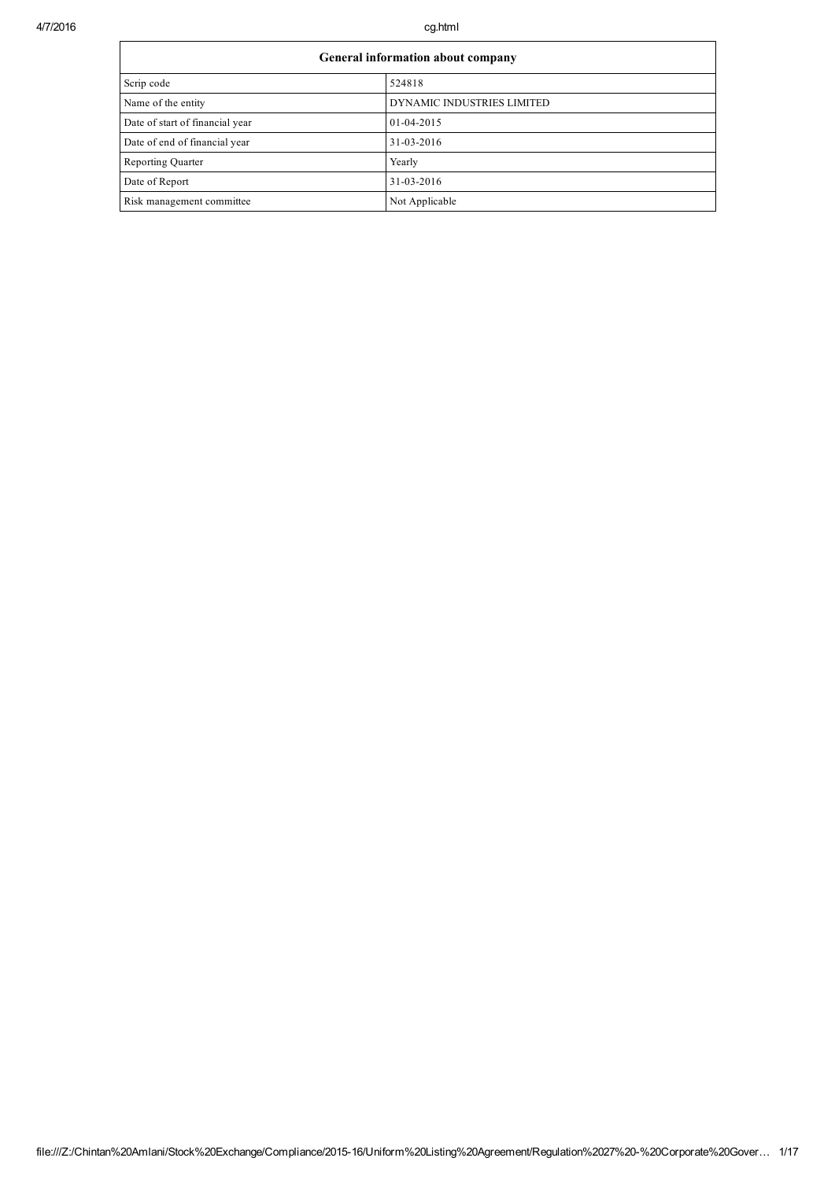| General information about company | |
|---|---|
| Scrip code | 524818 |
| Name of the entity | DYNAMIC INDUSTRIES LIMITED |
| Date of start of financial year | 01-04-2015 |
| Date of end of financial year | 31-03-2016 |
| Reporting Quarter | Yearly |
| Date of Report | 31-03-2016 |
| Risk management committee | Not Applicable |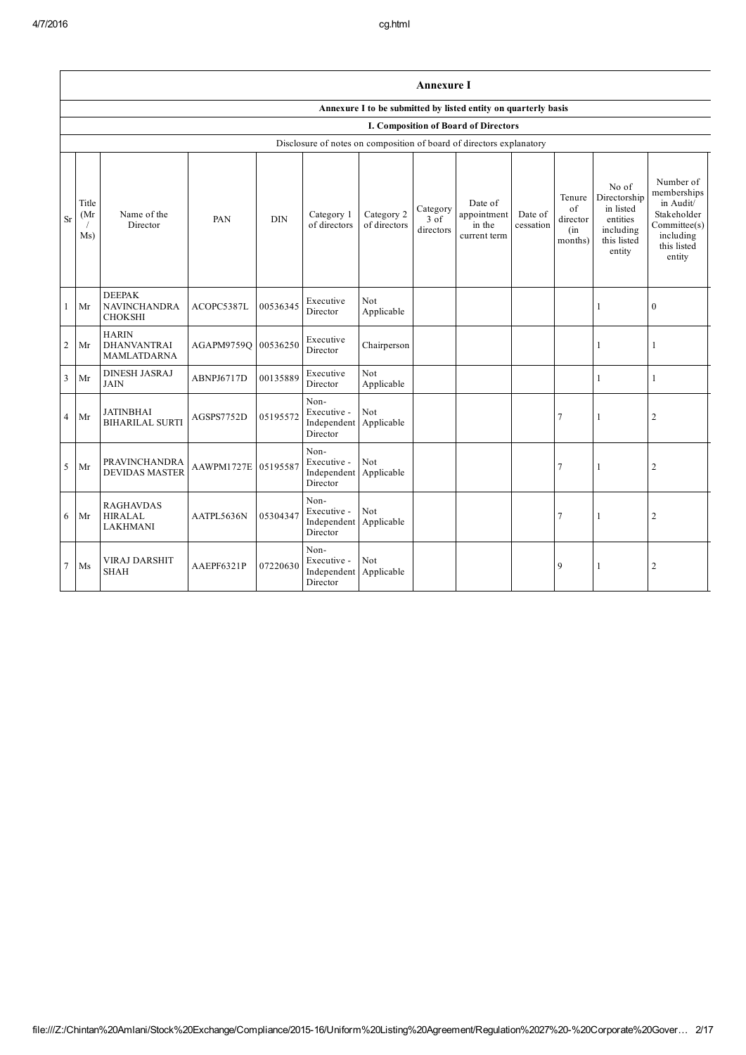## Annexure I

### Annexure I to be submitted by listed entity on quarterly basis

### I. Composition of Board of Directors

Disclosure of notes on composition of board of directors explanatory

| Sr | Title (Mr / Ms) | Name of the Director | PAN | DIN | Category 1 of directors | Category 2 of directors | Category 3 of directors | Date of appointment in the current term | Date of cessation | Tenure of director (in months) | No of Directorship in listed entities including this listed entity | Number of memberships in Audit/ Stakeholder Committee(s) including this listed entity |
|---|---|---|---|---|---|---|---|---|---|---|---|---|
| 1 | Mr | DEEPAK NAVINCHANDRA CHOKSHI | ACOPC5387L | 00536345 | Executive Director | Not Applicable | | | | | 1 | 0 |
| 2 | Mr | HARIN DHANVANTRAI MAMLATDARNA | AGAPM9759Q | 00536250 | Executive Director | Chairperson | | | | | 1 | 1 |
| 3 | Mr | DINESH JASRAJ JAIN | ABNPJ6717D | 00135889 | Executive Director | Not Applicable | | | | | 1 | 1 |
| 4 | Mr | JATINBHAI BIHARILAL SURTI | AGSPS7752D | 05195572 | Non-Executive - Independent Director | Not Applicable | | | | 7 | 1 | 2 |
| 5 | Mr | PRAVINCHANDRA DEVIDAS MASTER | AAWPM1727E | 05195587 | Non-Executive - Independent Director | Not Applicable | | | | 7 | 1 | 2 |
| 6 | Mr | RAGHAVDAS HIRALAL LAKHMANI | AATPL5636N | 05304347 | Non-Executive - Independent Director | Not Applicable | | | | 7 | 1 | 2 |
| 7 | Ms | VIRAJ DARSHIT SHAH | AAEPF6321P | 07220630 | Non-Executive - Independent Director | Not Applicable | | | | 9 | 1 | 2 |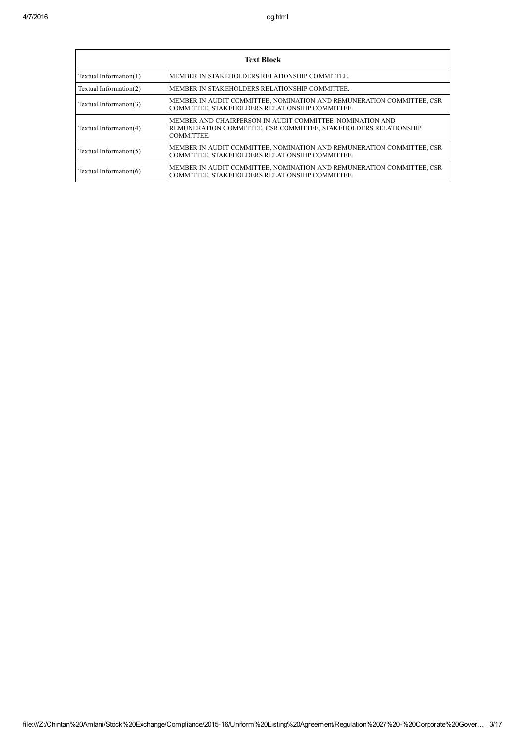| Text Block | |
|---|---|
| Textual Information(1) | MEMBER IN STAKEHOLDERS RELATIONSHIP COMMITTEE. |
| Textual Information(2) | MEMBER IN STAKEHOLDERS RELATIONSHIP COMMITTEE. |
| Textual Information(3) | MEMBER IN AUDIT COMMITTEE, NOMINATION AND REMUNERATION COMMITTEE, CSR COMMITTEE, STAKEHOLDERS RELATIONSHIP COMMITTEE. |
| Textual Information(4) | MEMBER AND CHAIRPERSON IN AUDIT COMMITTEE, NOMINATION AND REMUNERATION COMMITTEE, CSR COMMITTEE, STAKEHOLDERS RELATIONSHIP COMMITTEE. |
| Textual Information(5) | MEMBER IN AUDIT COMMITTEE, NOMINATION AND REMUNERATION COMMITTEE, CSR COMMITTEE, STAKEHOLDERS RELATIONSHIP COMMITTEE. |
| Textual Information(6) | MEMBER IN AUDIT COMMITTEE, NOMINATION AND REMUNERATION COMMITTEE, CSR COMMITTEE, STAKEHOLDERS RELATIONSHIP COMMITTEE. |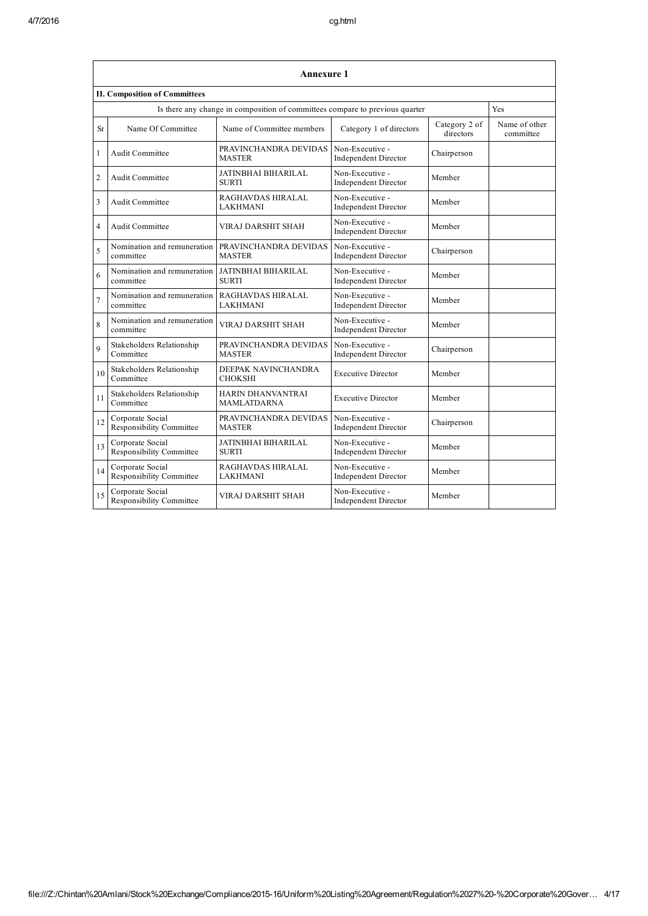## Annexure 1

### II. Composition of Committees

Is there any change in composition of committees compare to previous quarter: Yes

| Sr | Name Of Committee | Name of Committee members | Category 1 of directors | Category 2 of directors | Name of other committee |
|---|---|---|---|---|---|
| 1 | Audit Committee | PRAVINCHANDRA DEVIDAS MASTER | Non-Executive - Independent Director | Chairperson | |
| 2 | Audit Committee | JATINBHAI BIHARILAL SURTI | Non-Executive - Independent Director | Member | |
| 3 | Audit Committee | RAGHAVDAS HIRALAL LAKHMANI | Non-Executive - Independent Director | Member | |
| 4 | Audit Committee | VIRAJ DARSHIT SHAH | Non-Executive - Independent Director | Member | |
| 5 | Nomination and remuneration committee | PRAVINCHANDRA DEVIDAS MASTER | Non-Executive - Independent Director | Chairperson | |
| 6 | Nomination and remuneration committee | JATINBHAI BIHARILAL SURTI | Non-Executive - Independent Director | Member | |
| 7 | Nomination and remuneration committee | RAGHAVDAS HIRALAL LAKHMANI | Non-Executive - Independent Director | Member | |
| 8 | Nomination and remuneration committee | VIRAJ DARSHIT SHAH | Non-Executive - Independent Director | Member | |
| 9 | Stakeholders Relationship Committee | PRAVINCHANDRA DEVIDAS MASTER | Non-Executive - Independent Director | Chairperson | |
| 10 | Stakeholders Relationship Committee | DEEPAK NAVINCHANDRA CHOKSHI | Executive Director | Member | |
| 11 | Stakeholders Relationship Committee | HARIN DHANVANTRAI MAMLATDARNA | Executive Director | Member | |
| 12 | Corporate Social Responsibility Committee | PRAVINCHANDRA DEVIDAS MASTER | Non-Executive - Independent Director | Chairperson | |
| 13 | Corporate Social Responsibility Committee | JATINBHAI BIHARILAL SURTI | Non-Executive - Independent Director | Member | |
| 14 | Corporate Social Responsibility Committee | RAGHAVDAS HIRALAL LAKHMANI | Non-Executive - Independent Director | Member | |
| 15 | Corporate Social Responsibility Committee | VIRAJ DARSHIT SHAH | Non-Executive - Independent Director | Member | |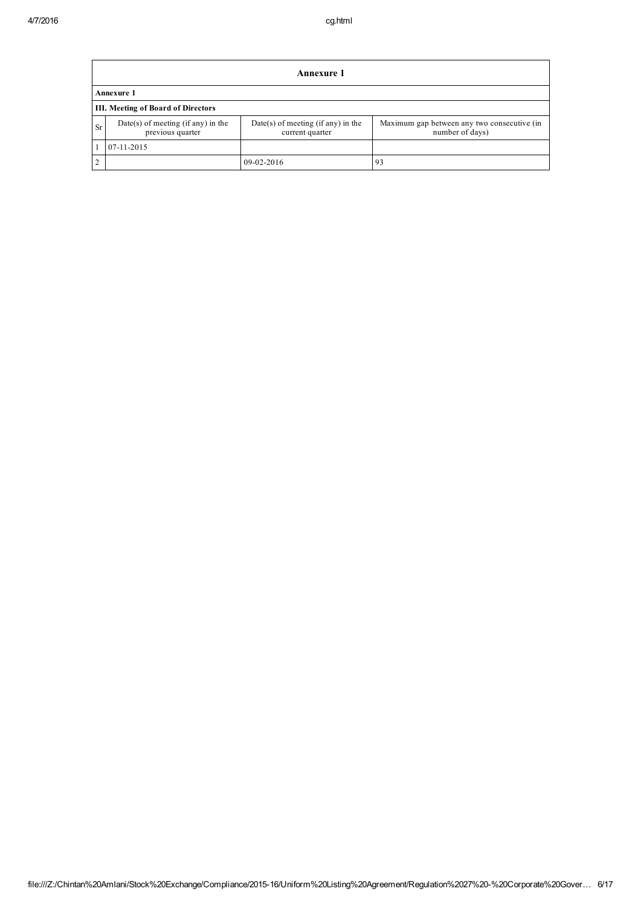## Annexure 1

**Annexure 1**

**III. Meeting of Board of Directors**

| Sr | Date(s) of meeting (if any) in the previous quarter | Date(s) of meeting (if any) in the current quarter | Maximum gap between any two consecutive (in number of days) |
|---|---|---|---|
| 1 | 07-11-2015 | | |
| 2 | | 09-02-2016 | 93 |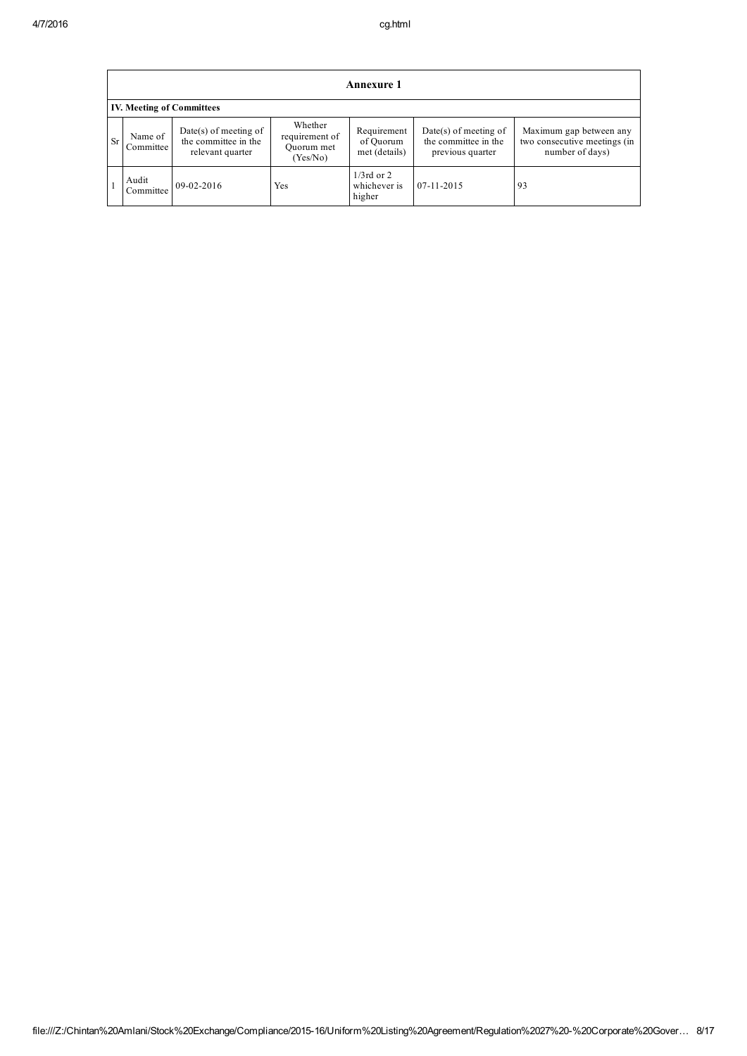| Annexure 1 | | | | | | |
|---|---|---|---|---|---|---|
| **IV. Meeting of Committees** | | | | | | |
| Sr | Name of Committee | Date(s) of meeting of the committee in the relevant quarter | Whether requirement of Quorum met (Yes/No) | Requirement of Quorum met (details) | Date(s) of meeting of the committee in the previous quarter | Maximum gap between any two consecutive meetings (in number of days) |
| 1 | Audit Committee | 09-02-2016 | Yes | 1/3rd or 2 whichever is higher | 07-11-2015 | 93 |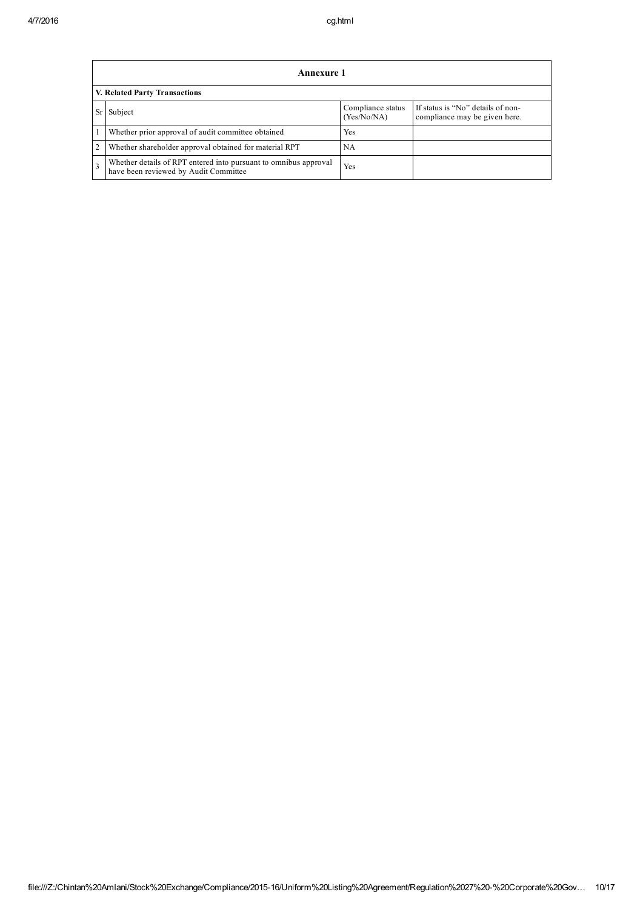| Annexure 1 | | | |
|---|---|---|---|
| **V. Related Party Transactions** | | | |
| Sr | Subject | Compliance status (Yes/No/NA) | If status is "No" details of non-compliance may be given here. |
| 1 | Whether prior approval of audit committee obtained | Yes | |
| 2 | Whether shareholder approval obtained for material RPT | NA | |
| 3 | Whether details of RPT entered into pursuant to omnibus approval have been reviewed by Audit Committee | Yes | |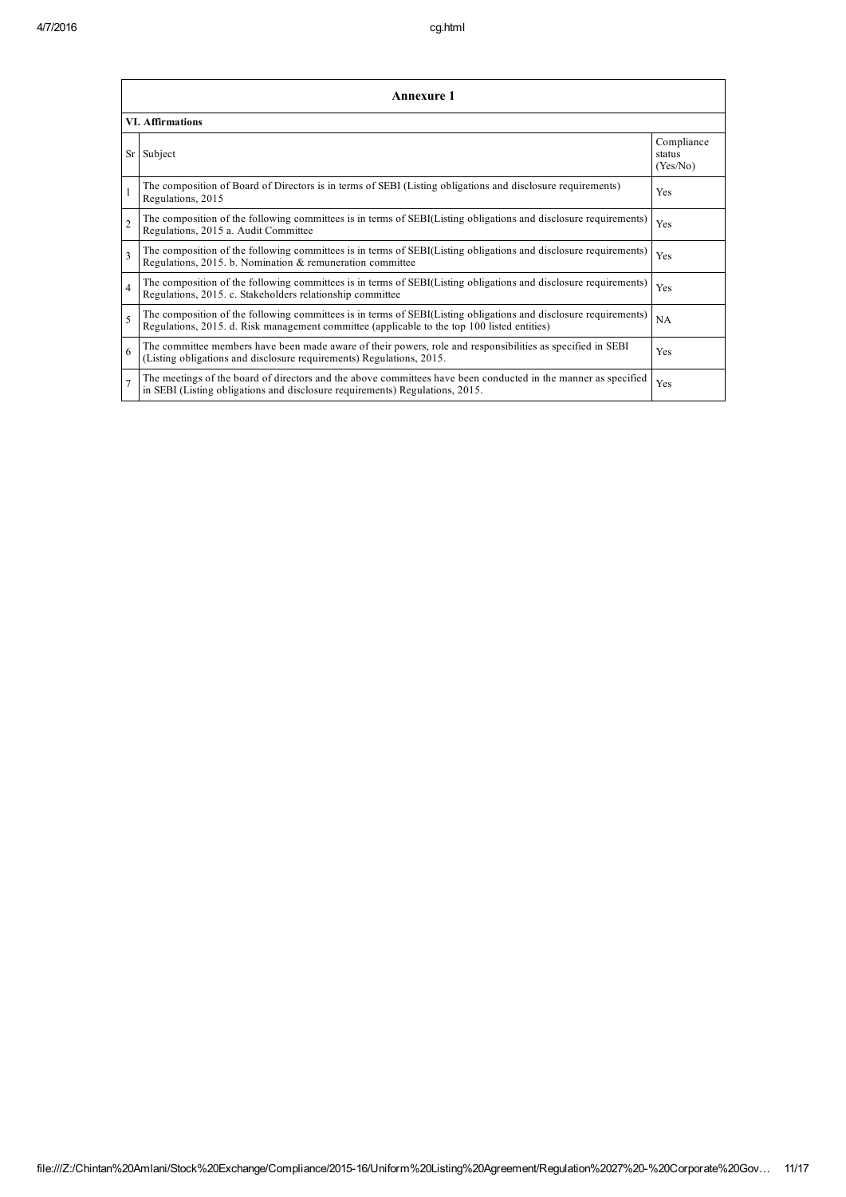## Annexure 1

### VI. Affirmations

| Sr | Subject | Compliance status (Yes/No) |
|---|---|---|
| 1 | The composition of Board of Directors is in terms of SEBI (Listing obligations and disclosure requirements) Regulations, 2015 | Yes |
| 2 | The composition of the following committees is in terms of SEBI(Listing obligations and disclosure requirements) Regulations, 2015 a. Audit Committee | Yes |
| 3 | The composition of the following committees is in terms of SEBI(Listing obligations and disclosure requirements) Regulations, 2015. b. Nomination & remuneration committee | Yes |
| 4 | The composition of the following committees is in terms of SEBI(Listing obligations and disclosure requirements) Regulations, 2015. c. Stakeholders relationship committee | Yes |
| 5 | The composition of the following committees is in terms of SEBI(Listing obligations and disclosure requirements) Regulations, 2015. d. Risk management committee (applicable to the top 100 listed entities) | NA |
| 6 | The committee members have been made aware of their powers, role and responsibilities as specified in SEBI (Listing obligations and disclosure requirements) Regulations, 2015. | Yes |
| 7 | The meetings of the board of directors and the above committees have been conducted in the manner as specified in SEBI (Listing obligations and disclosure requirements) Regulations, 2015. | Yes |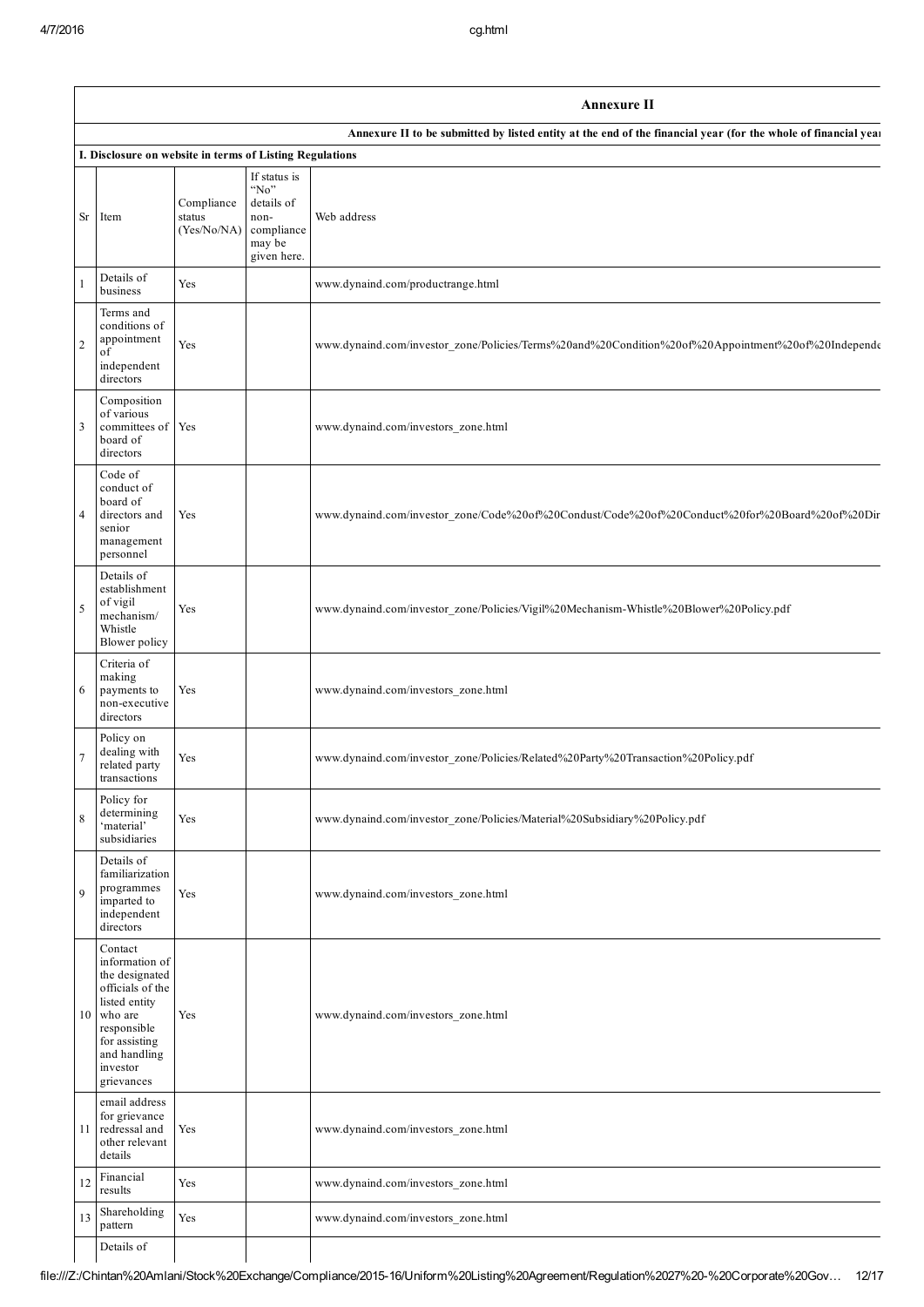## Annexure II

**Annexure II to be submitted by listed entity at the end of the financial year (for the whole of financial year**

**I. Disclosure on website in terms of Listing Regulations**

| Sr | Item | Compliance status (Yes/No/NA) | If status is "No" details of non-compliance may be given here. | Web address |
|---|---|---|---|---|
| 1 | Details of business | Yes | | www.dynaind.com/productrange.html |
| 2 | Terms and conditions of appointment of independent directors | Yes | | www.dynaind.com/investor_zone/Policies/Terms%20and%20Condition%20of%20Appointment%20of%20Independe |
| 3 | Composition of various committees of board of directors | Yes | | www.dynaind.com/investors_zone.html |
| 4 | Code of conduct of board of directors and senior management personnel | Yes | | www.dynaind.com/investor_zone/Code%20of%20Condust/Code%20of%20Conduct%20for%20Board%20of%20Dir |
| 5 | Details of establishment of vigil mechanism/ Whistle Blower policy | Yes | | www.dynaind.com/investor_zone/Policies/Vigil%20Mechanism-Whistle%20Blower%20Policy.pdf |
| 6 | Criteria of making payments to non-executive directors | Yes | | www.dynaind.com/investors_zone.html |
| 7 | Policy on dealing with related party transactions | Yes | | www.dynaind.com/investor_zone/Policies/Related%20Party%20Transaction%20Policy.pdf |
| 8 | Policy for determining 'material' subsidiaries | Yes | | www.dynaind.com/investor_zone/Policies/Material%20Subsidiary%20Policy.pdf |
| 9 | Details of familiarization programmes imparted to independent directors | Yes | | www.dynaind.com/investors_zone.html |
| 10 | Contact information of the designated officials of the listed entity who are responsible for assisting and handling investor grievances | Yes | | www.dynaind.com/investors_zone.html |
| 11 | email address for grievance redressal and other relevant details | Yes | | www.dynaind.com/investors_zone.html |
| 12 | Financial results | Yes | | www.dynaind.com/investors_zone.html |
| 13 | Shareholding pattern | Yes | | www.dynaind.com/investors_zone.html |
| | Details of | | | |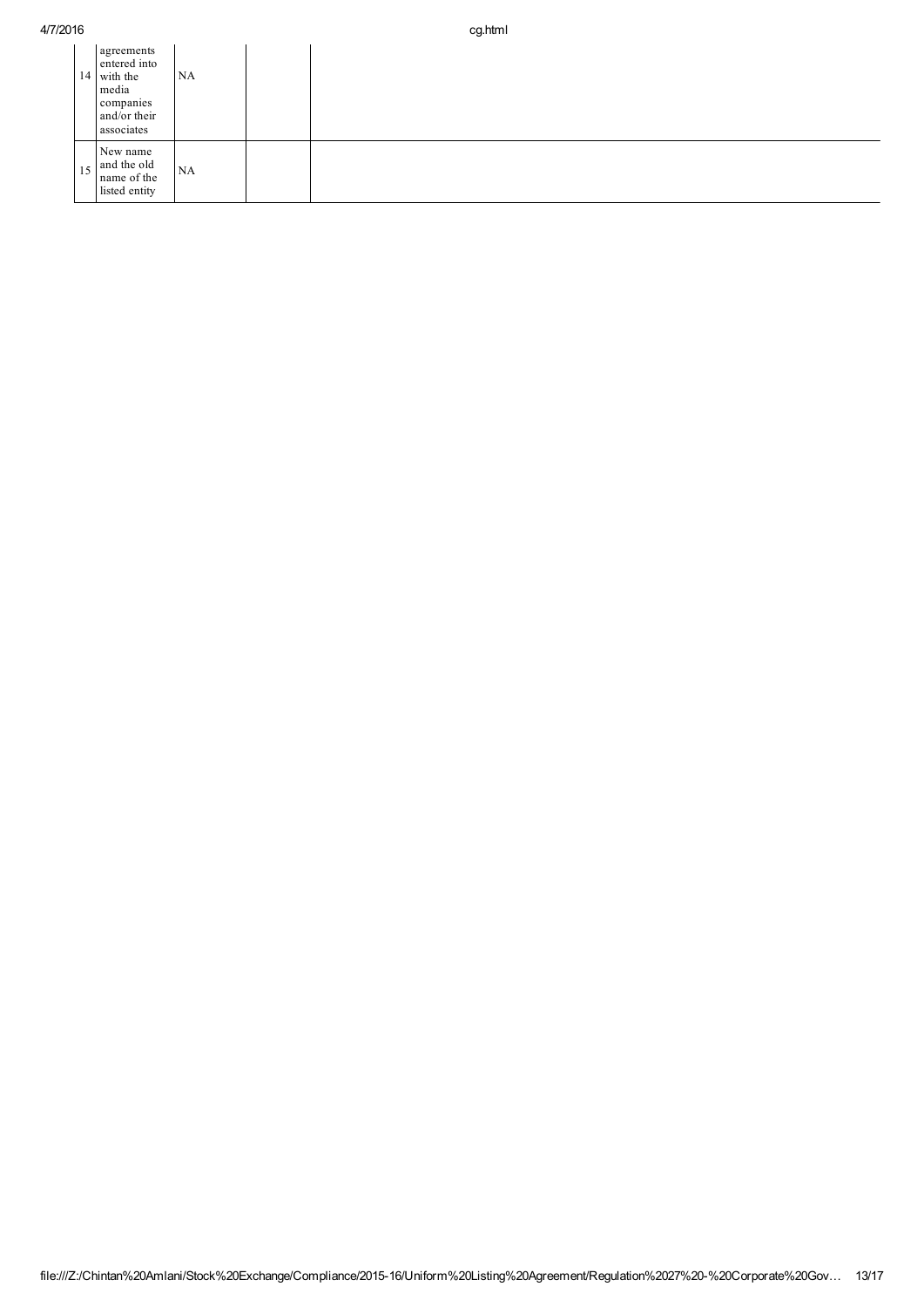| | | | | |
|---|---|---|---|---|
| 14 | agreements entered into with the media companies and/or their associates | NA | | |
| 15 | New name and the old name of the listed entity | NA | | |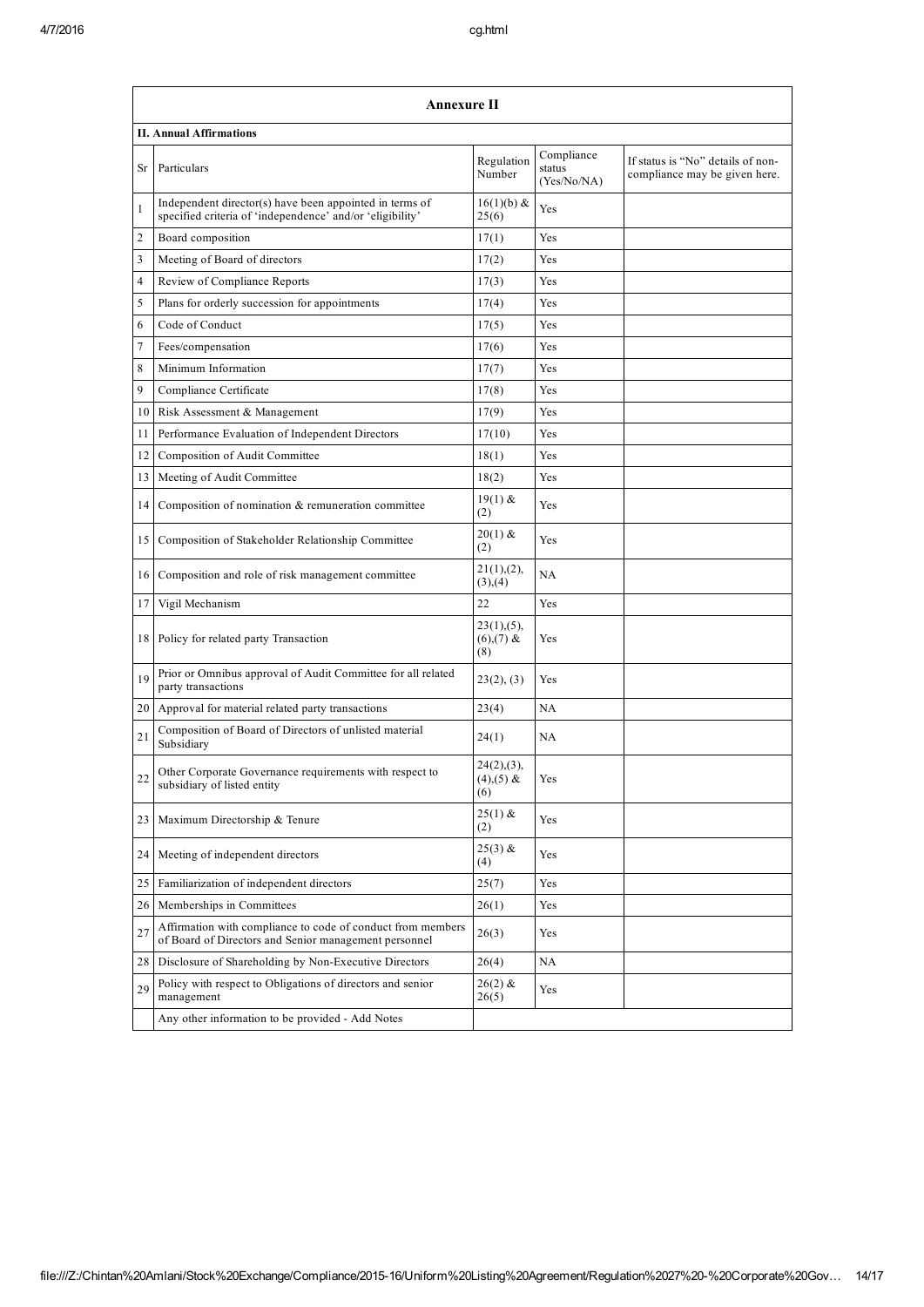## Annexure II

### II. Annual Affirmations

| Sr | Particulars | Regulation Number | Compliance status (Yes/No/NA) | If status is "No" details of non-compliance may be given here. |
|---|---|---|---|---|
| 1 | Independent director(s) have been appointed in terms of specified criteria of 'independence' and/or 'eligibility' | 16(1)(b) & 25(6) | Yes | |
| 2 | Board composition | 17(1) | Yes | |
| 3 | Meeting of Board of directors | 17(2) | Yes | |
| 4 | Review of Compliance Reports | 17(3) | Yes | |
| 5 | Plans for orderly succession for appointments | 17(4) | Yes | |
| 6 | Code of Conduct | 17(5) | Yes | |
| 7 | Fees/compensation | 17(6) | Yes | |
| 8 | Minimum Information | 17(7) | Yes | |
| 9 | Compliance Certificate | 17(8) | Yes | |
| 10 | Risk Assessment & Management | 17(9) | Yes | |
| 11 | Performance Evaluation of Independent Directors | 17(10) | Yes | |
| 12 | Composition of Audit Committee | 18(1) | Yes | |
| 13 | Meeting of Audit Committee | 18(2) | Yes | |
| 14 | Composition of nomination & remuneration committee | 19(1) & (2) | Yes | |
| 15 | Composition of Stakeholder Relationship Committee | 20(1) & (2) | Yes | |
| 16 | Composition and role of risk management committee | 21(1),(2), (3),(4) | NA | |
| 17 | Vigil Mechanism | 22 | Yes | |
| 18 | Policy for related party Transaction | 23(1),(5), (6),(7) & (8) | Yes | |
| 19 | Prior or Omnibus approval of Audit Committee for all related party transactions | 23(2), (3) | Yes | |
| 20 | Approval for material related party transactions | 23(4) | NA | |
| 21 | Composition of Board of Directors of unlisted material Subsidiary | 24(1) | NA | |
| 22 | Other Corporate Governance requirements with respect to subsidiary of listed entity | 24(2),(3), (4),(5) & (6) | Yes | |
| 23 | Maximum Directorship & Tenure | 25(1) & (2) | Yes | |
| 24 | Meeting of independent directors | 25(3) & (4) | Yes | |
| 25 | Familiarization of independent directors | 25(7) | Yes | |
| 26 | Memberships in Committees | 26(1) | Yes | |
| 27 | Affirmation with compliance to code of conduct from members of Board of Directors and Senior management personnel | 26(3) | Yes | |
| 28 | Disclosure of Shareholding by Non-Executive Directors | 26(4) | NA | |
| 29 | Policy with respect to Obligations of directors and senior management | 26(2) & 26(5) | Yes | |
| | Any other information to be provided - Add Notes | | | |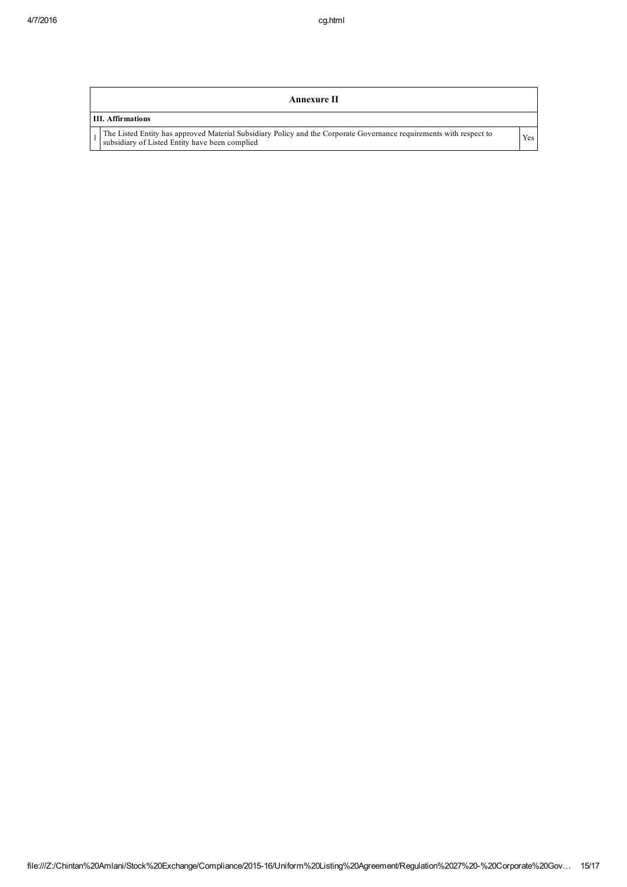| Annexure II | | |
|---|---|---|
| **III. Affirmations** | | |
| 1 | The Listed Entity has approved Material Subsidiary Policy and the Corporate Governance requirements with respect to subsidiary of Listed Entity have been complied | Yes |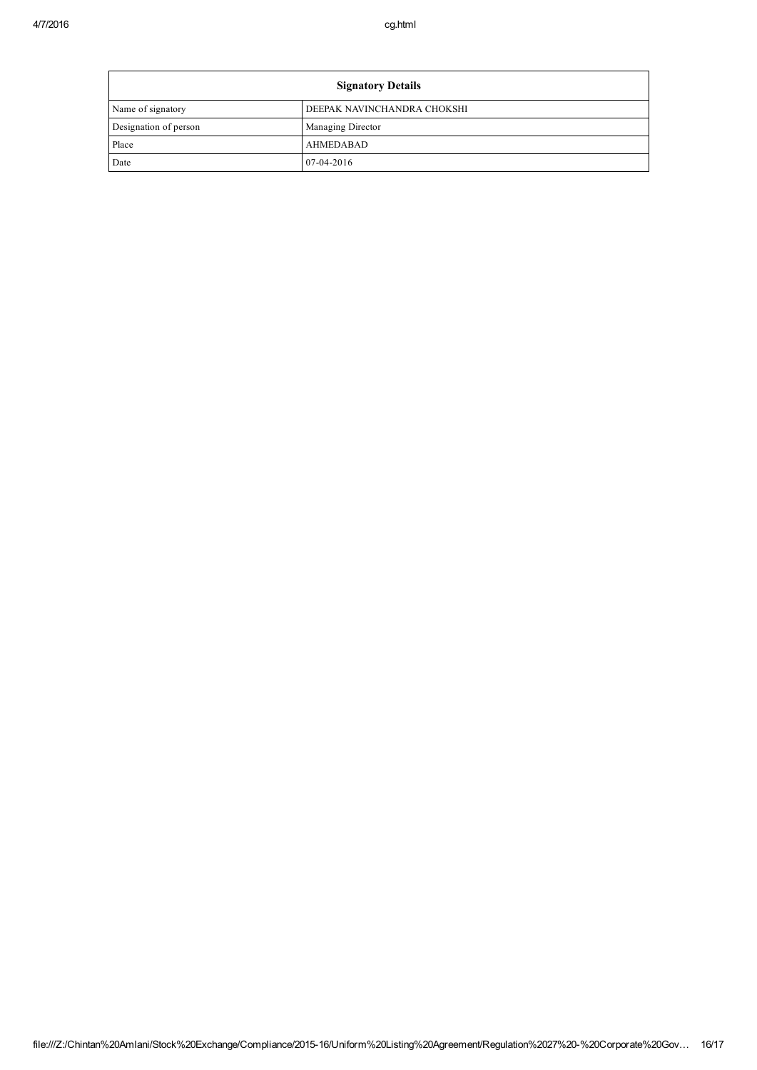| Signatory Details | |
|---|---|
| Name of signatory | DEEPAK NAVINCHANDRA CHOKSHI |
| Designation of person | Managing Director |
| Place | AHMEDABAD |
| Date | 07-04-2016 |